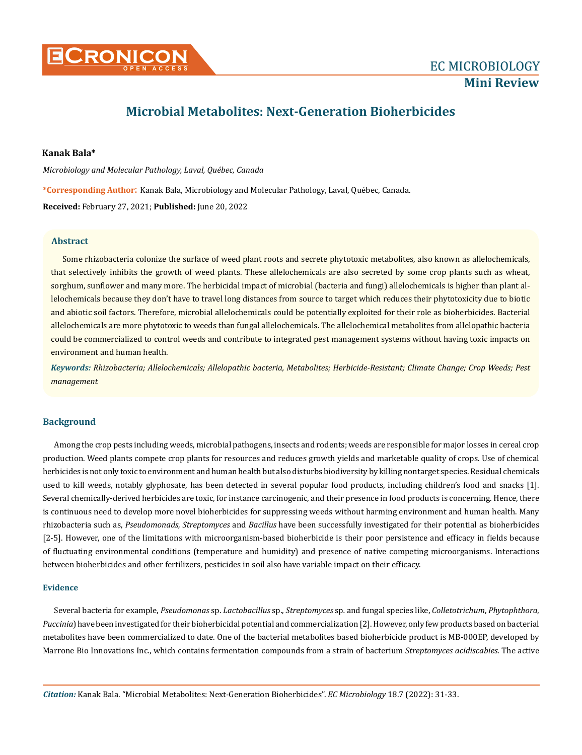# Microbial Metabolites: Next-Generation Bioherbicides

**Kanak Bala***

*Microbiology and Molecular Pathology, Laval, Québec, Canada*

**\*Corresponding Author:** Kanak Bala, Microbiology and Molecular Pathology, Laval, Québec, Canada.

**Received:** February 27, 2021; **Published:** June 20, 2022

## Abstract

Some rhizobacteria colonize the surface of weed plant roots and secrete phytotoxic metabolites, also known as allelochemicals, that selectively inhibits the growth of weed plants. These allelochemicals are also secreted by some crop plants such as wheat, sorghum, sunflower and many more. The herbicidal impact of microbial (bacteria and fungi) allelochemicals is higher than plant allelochemicals because they don't have to travel long distances from source to target which reduces their phytotoxicity due to biotic and abiotic soil factors. Therefore, microbial allelochemicals could be potentially exploited for their role as bioherbicides. Bacterial allelochemicals are more phytotoxic to weeds than fungal allelochemicals. The allelochemical metabolites from allelopathic bacteria could be commercialized to control weeds and contribute to integrated pest management systems without having toxic impacts on environment and human health.

***Keywords:*** *Rhizobacteria; Allelochemicals; Allelopathic bacteria, Metabolites; Herbicide-Resistant; Climate Change; Crop Weeds; Pest management*

## Background

Among the crop pests including weeds, microbial pathogens, insects and rodents; weeds are responsible for major losses in cereal crop production. Weed plants compete crop plants for resources and reduces growth yields and marketable quality of crops. Use of chemical herbicides is not only toxic to environment and human health but also disturbs biodiversity by killing nontarget species. Residual chemicals used to kill weeds, notably glyphosate, has been detected in several popular food products, including children's food and snacks [1]. Several chemically-derived herbicides are toxic, for instance carcinogenic, and their presence in food products is concerning. Hence, there is continuous need to develop more novel bioherbicides for suppressing weeds without harming environment and human health. Many rhizobacteria such as, *Pseudomonads, Streptomyces* and *Bacillus* have been successfully investigated for their potential as bioherbicides [2-5]. However, one of the limitations with microorganism-based bioherbicide is their poor persistence and efficacy in fields because of fluctuating environmental conditions (temperature and humidity) and presence of native competing microorganisms. Interactions between bioherbicides and other fertilizers, pesticides in soil also have variable impact on their efficacy.

### Evidence

Several bacteria for example, *Pseudomonas* sp. *Lactobacillus* sp., *Streptomyces* sp. and fungal species like, *Colletotrichum*, *Phytophthora*, *Puccinia*) have been investigated for their bioherbicidal potential and commercialization [2]. However, only few products based on bacterial metabolites have been commercialized to date. One of the bacterial metabolites based bioherbicide product is MB-000EP, developed by Marrone Bio Innovations Inc., which contains fermentation compounds from a strain of bacterium *Streptomyces acidiscabies*. The active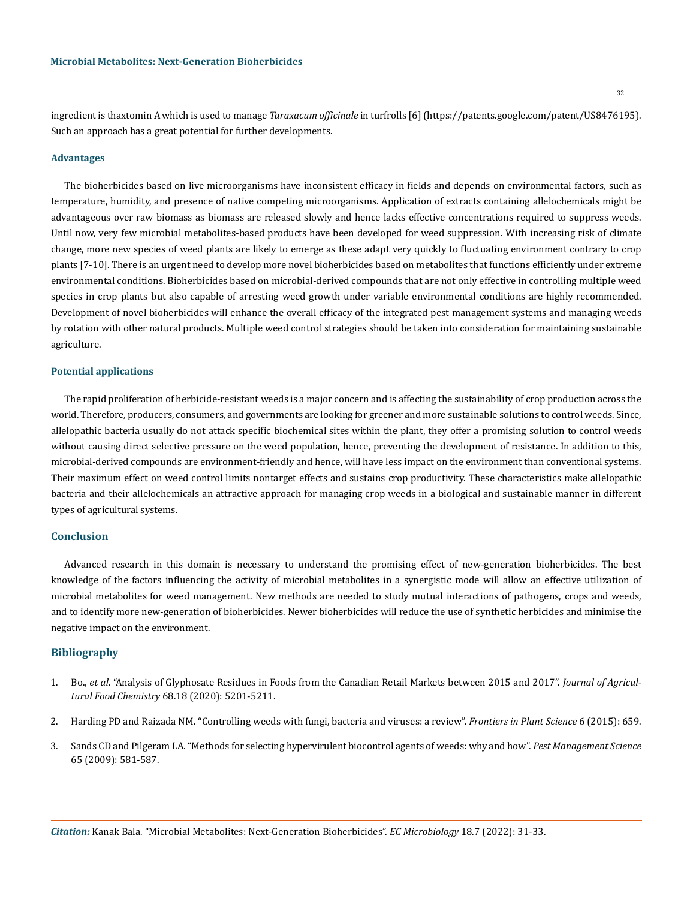ingredient is thaxtomin A which is used to manage *Taraxacum officinale* in turfrolls [6] (https://patents.google.com/patent/US8476195). Such an approach has a great potential for further developments.

### Advantages

The bioherbicides based on live microorganisms have inconsistent efficacy in fields and depends on environmental factors, such as temperature, humidity, and presence of native competing microorganisms. Application of extracts containing allelochemicals might be advantageous over raw biomass as biomass are released slowly and hence lacks effective concentrations required to suppress weeds. Until now, very few microbial metabolites-based products have been developed for weed suppression. With increasing risk of climate change, more new species of weed plants are likely to emerge as these adapt very quickly to fluctuating environment contrary to crop plants [7-10]. There is an urgent need to develop more novel bioherbicides based on metabolites that functions efficiently under extreme environmental conditions. Bioherbicides based on microbial-derived compounds that are not only effective in controlling multiple weed species in crop plants but also capable of arresting weed growth under variable environmental conditions are highly recommended. Development of novel bioherbicides will enhance the overall efficacy of the integrated pest management systems and managing weeds by rotation with other natural products. Multiple weed control strategies should be taken into consideration for maintaining sustainable agriculture.

### Potential applications

The rapid proliferation of herbicide-resistant weeds is a major concern and is affecting the sustainability of crop production across the world. Therefore, producers, consumers, and governments are looking for greener and more sustainable solutions to control weeds. Since, allelopathic bacteria usually do not attack specific biochemical sites within the plant, they offer a promising solution to control weeds without causing direct selective pressure on the weed population, hence, preventing the development of resistance. In addition to this, microbial-derived compounds are environment-friendly and hence, will have less impact on the environment than conventional systems. Their maximum effect on weed control limits nontarget effects and sustains crop productivity. These characteristics make allelopathic bacteria and their allelochemicals an attractive approach for managing crop weeds in a biological and sustainable manner in different types of agricultural systems.

## Conclusion

Advanced research in this domain is necessary to understand the promising effect of new-generation bioherbicides. The best knowledge of the factors influencing the activity of microbial metabolites in a synergistic mode will allow an effective utilization of microbial metabolites for weed management. New methods are needed to study mutual interactions of pathogens, crops and weeds, and to identify more new-generation of bioherbicides. Newer bioherbicides will reduce the use of synthetic herbicides and minimise the negative impact on the environment.

## Bibliography

1. Bo., *et al*. "Analysis of Glyphosate Residues in Foods from the Canadian Retail Markets between 2015 and 2017". *Journal of Agricultural Food Chemistry* 68.18 (2020): 5201-5211.
2. Harding PD and Raizada NM. "Controlling weeds with fungi, bacteria and viruses: a review". *Frontiers in Plant Science* 6 (2015): 659.
3. Sands CD and Pilgeram LA. "Methods for selecting hypervirulent biocontrol agents of weeds: why and how". *Pest Management Science* 65 (2009): 581-587.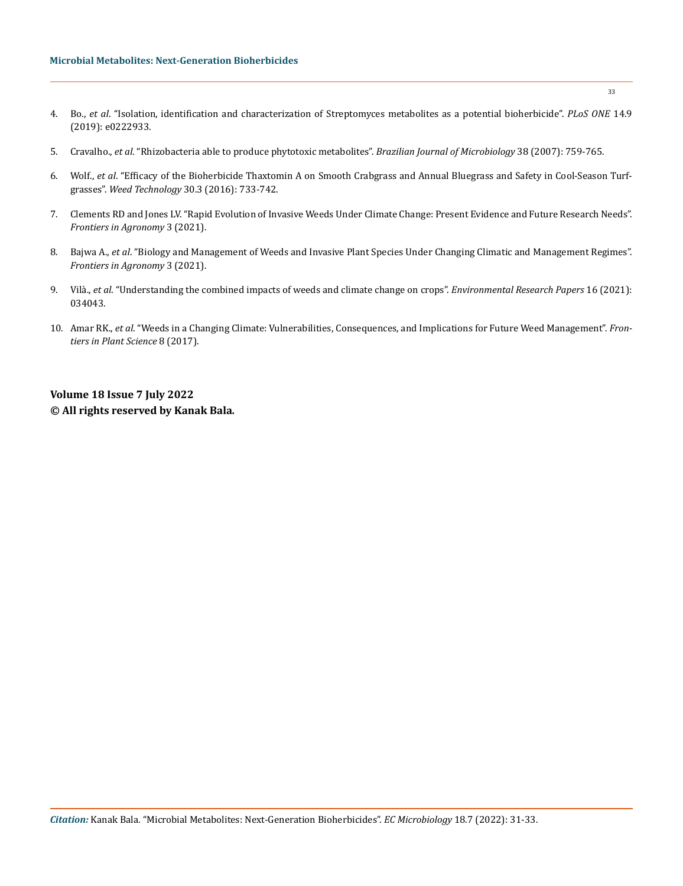4. Bo., *et al*. "Isolation, identification and characterization of Streptomyces metabolites as a potential bioherbicide". *PLoS ONE* 14.9 (2019): e0222933.

5. Cravalho., *et al*. "Rhizobacteria able to produce phytotoxic metabolites". *Brazilian Journal of Microbiology* 38 (2007): 759-765.

6. Wolf., *et al*. "Efficacy of the Bioherbicide Thaxtomin A on Smooth Crabgrass and Annual Bluegrass and Safety in Cool-Season Turfgrasses". *Weed Technology* 30.3 (2016): 733-742.

7. Clements RD and Jones LV. "Rapid Evolution of Invasive Weeds Under Climate Change: Present Evidence and Future Research Needs". *Frontiers in Agronomy* 3 (2021).

8. Bajwa A., *et al*. "Biology and Management of Weeds and Invasive Plant Species Under Changing Climatic and Management Regimes". *Frontiers in Agronomy* 3 (2021).

9. Vilà., *et al*. "Understanding the combined impacts of weeds and climate change on crops". *Environmental Research Papers* 16 (2021): 034043.

10. Amar RK., *et al*. "Weeds in a Changing Climate: Vulnerabilities, Consequences, and Implications for Future Weed Management". *Frontiers in Plant Science* 8 (2017).

**Volume 18 Issue 7 July 2022**
**© All rights reserved by Kanak Bala.**